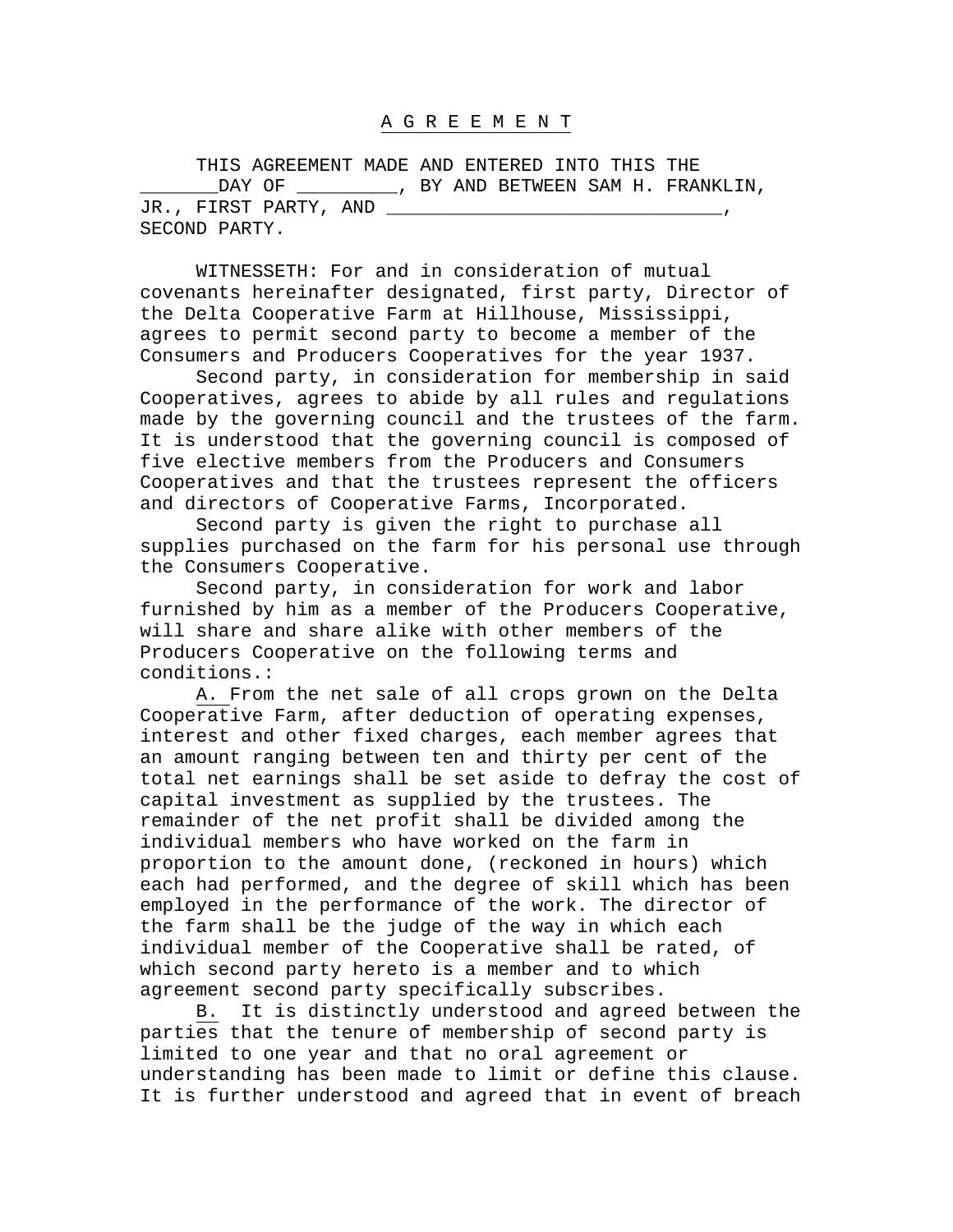# A G R E E M E N T

THIS AGREEMENT MADE AND ENTERED INTO THIS THE _______DAY OF _________, BY AND BETWEEN SAM H. FRANKLIN, JR., FIRST PARTY, AND ______________________________, SECOND PARTY.

WITNESSETH: For and in consideration of mutual covenants hereinafter designated, first party, Director of the Delta Cooperative Farm at Hillhouse, Mississippi, agrees to permit second party to become a member of the Consumers and Producers Cooperatives for the year 1937.

Second party, in consideration for membership in said Cooperatives, agrees to abide by all rules and regulations made by the governing council and the trustees of the farm. It is understood that the governing council is composed of five elective members from the Producers and Consumers Cooperatives and that the trustees represent the officers and directors of Cooperative Farms, Incorporated.

Second party is given the right to purchase all supplies purchased on the farm for his personal use through the Consumers Cooperative.

Second party, in consideration for work and labor furnished by him as a member of the Producers Cooperative, will share and share alike with other members of the Producers Cooperative on the following terms and conditions.:

A. From the net sale of all crops grown on the Delta Cooperative Farm, after deduction of operating expenses, interest and other fixed charges, each member agrees that an amount ranging between ten and thirty per cent of the total net earnings shall be set aside to defray the cost of capital investment as supplied by the trustees. The remainder of the net profit shall be divided among the individual members who have worked on the farm in proportion to the amount done, (reckoned in hours) which each had performed, and the degree of skill which has been employed in the performance of the work. The director of the farm shall be the judge of the way in which each individual member of the Cooperative shall be rated, of which second party hereto is a member and to which agreement second party specifically subscribes.

B. It is distinctly understood and agreed between the parties that the tenure of membership of second party is limited to one year and that no oral agreement or understanding has been made to limit or define this clause. It is further understood and agreed that in event of breach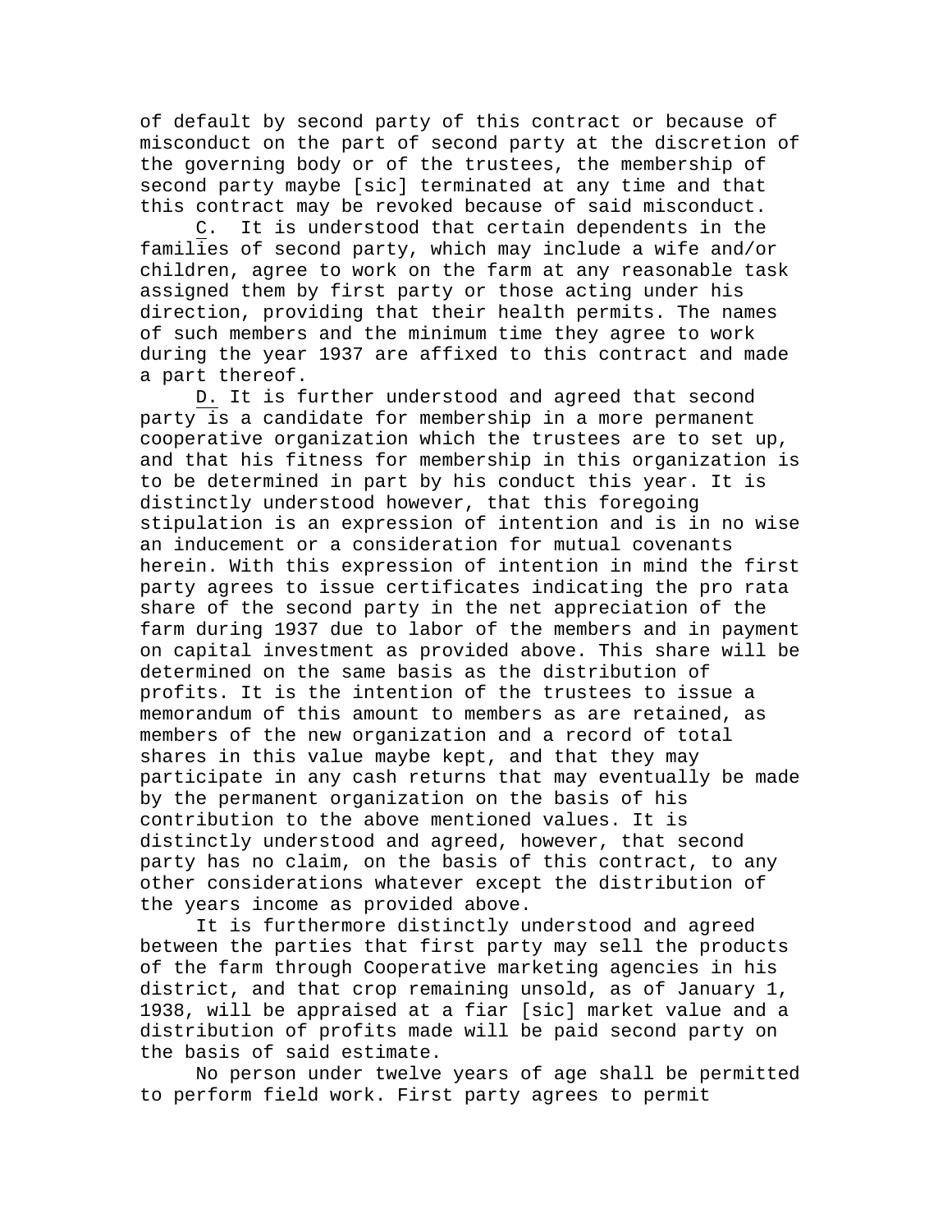of default by second party of this contract or because of misconduct on the part of second party at the discretion of the governing body or of the trustees, the membership of second party maybe [sic] terminated at any time and that this contract may be revoked because of said misconduct.

C. It is understood that certain dependents in the families of second party, which may include a wife and/or children, agree to work on the farm at any reasonable task assigned them by first party or those acting under his direction, providing that their health permits. The names of such members and the minimum time they agree to work during the year 1937 are affixed to this contract and made a part thereof.

D. It is further understood and agreed that second party is a candidate for membership in a more permanent cooperative organization which the trustees are to set up, and that his fitness for membership in this organization is to be determined in part by his conduct this year. It is distinctly understood however, that this foregoing stipulation is an expression of intention and is in no wise an inducement or a consideration for mutual covenants herein. With this expression of intention in mind the first party agrees to issue certificates indicating the pro rata share of the second party in the net appreciation of the farm during 1937 due to labor of the members and in payment on capital investment as provided above. This share will be determined on the same basis as the distribution of profits. It is the intention of the trustees to issue a memorandum of this amount to members as are retained, as members of the new organization and a record of total shares in this value maybe kept, and that they may participate in any cash returns that may eventually be made by the permanent organization on the basis of his contribution to the above mentioned values. It is distinctly understood and agreed, however, that second party has no claim, on the basis of this contract, to any other considerations whatever except the distribution of the years income as provided above.

It is furthermore distinctly understood and agreed between the parties that first party may sell the products of the farm through Cooperative marketing agencies in his district, and that crop remaining unsold, as of January 1, 1938, will be appraised at a fiar [sic] market value and a distribution of profits made will be paid second party on the basis of said estimate.

No person under twelve years of age shall be permitted to perform field work. First party agrees to permit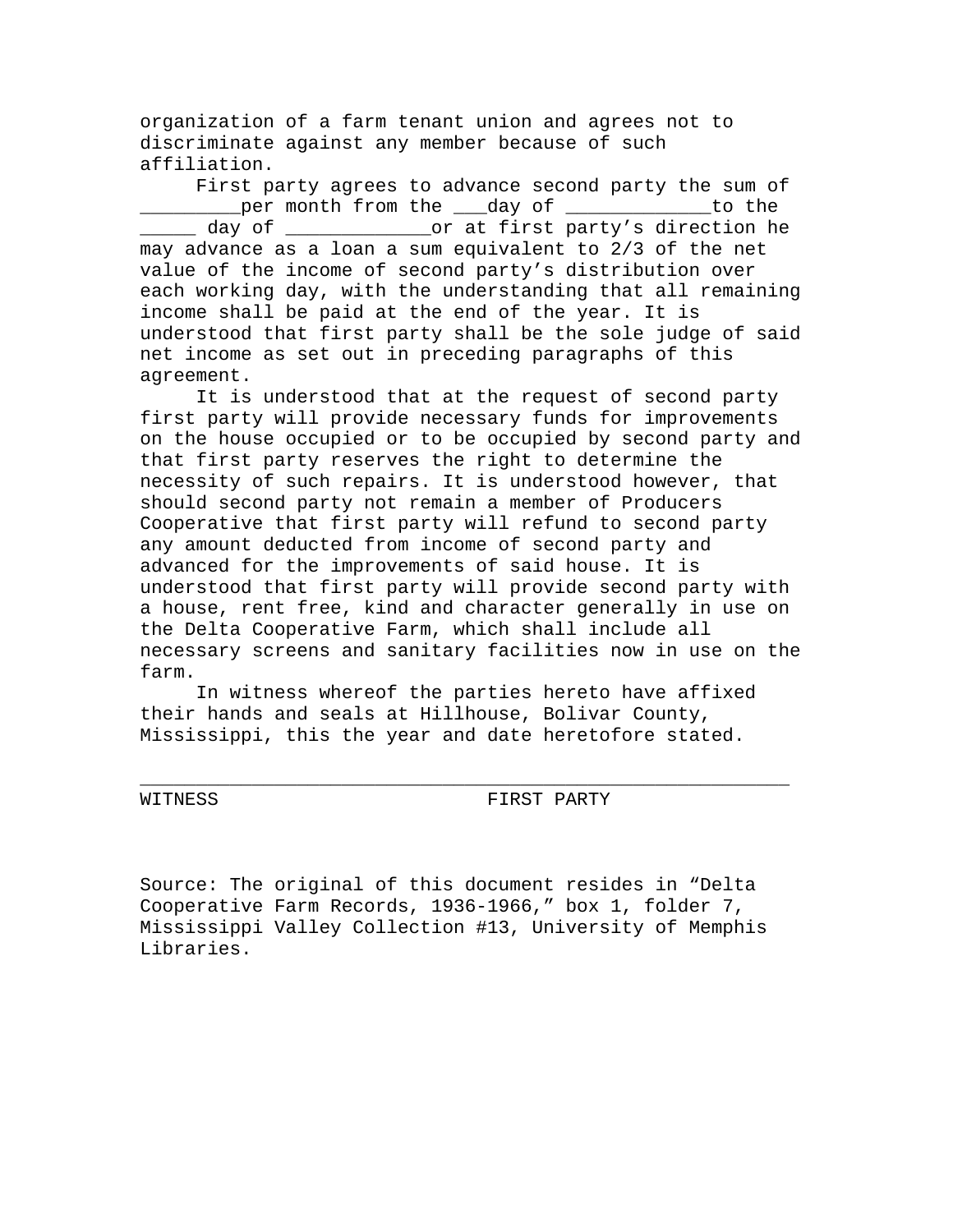organization of a farm tenant union and agrees not to discriminate against any member because of such affiliation.

First party agrees to advance second party the sum of _________per month from the ___day of _____________to the _____ day of _____________or at first party's direction he may advance as a loan a sum equivalent to 2/3 of the net value of the income of second party's distribution over each working day, with the understanding that all remaining income shall be paid at the end of the year. It is understood that first party shall be the sole judge of said net income as set out in preceding paragraphs of this agreement.

It is understood that at the request of second party first party will provide necessary funds for improvements on the house occupied or to be occupied by second party and that first party reserves the right to determine the necessity of such repairs. It is understood however, that should second party not remain a member of Producers Cooperative that first party will refund to second party any amount deducted from income of second party and advanced for the improvements of said house. It is understood that first party will provide second party with a house, rent free, kind and character generally in use on the Delta Cooperative Farm, which shall include all necessary screens and sanitary facilities now in use on the farm.

In witness whereof the parties hereto have affixed their hands and seals at Hillhouse, Bolivar County, Mississippi, this the year and date heretofore stated.

_________________________________________________________

WITNESS FIRST PARTY

Source: The original of this document resides in "Delta Cooperative Farm Records, 1936-1966," box 1, folder 7, Mississippi Valley Collection #13, University of Memphis Libraries.